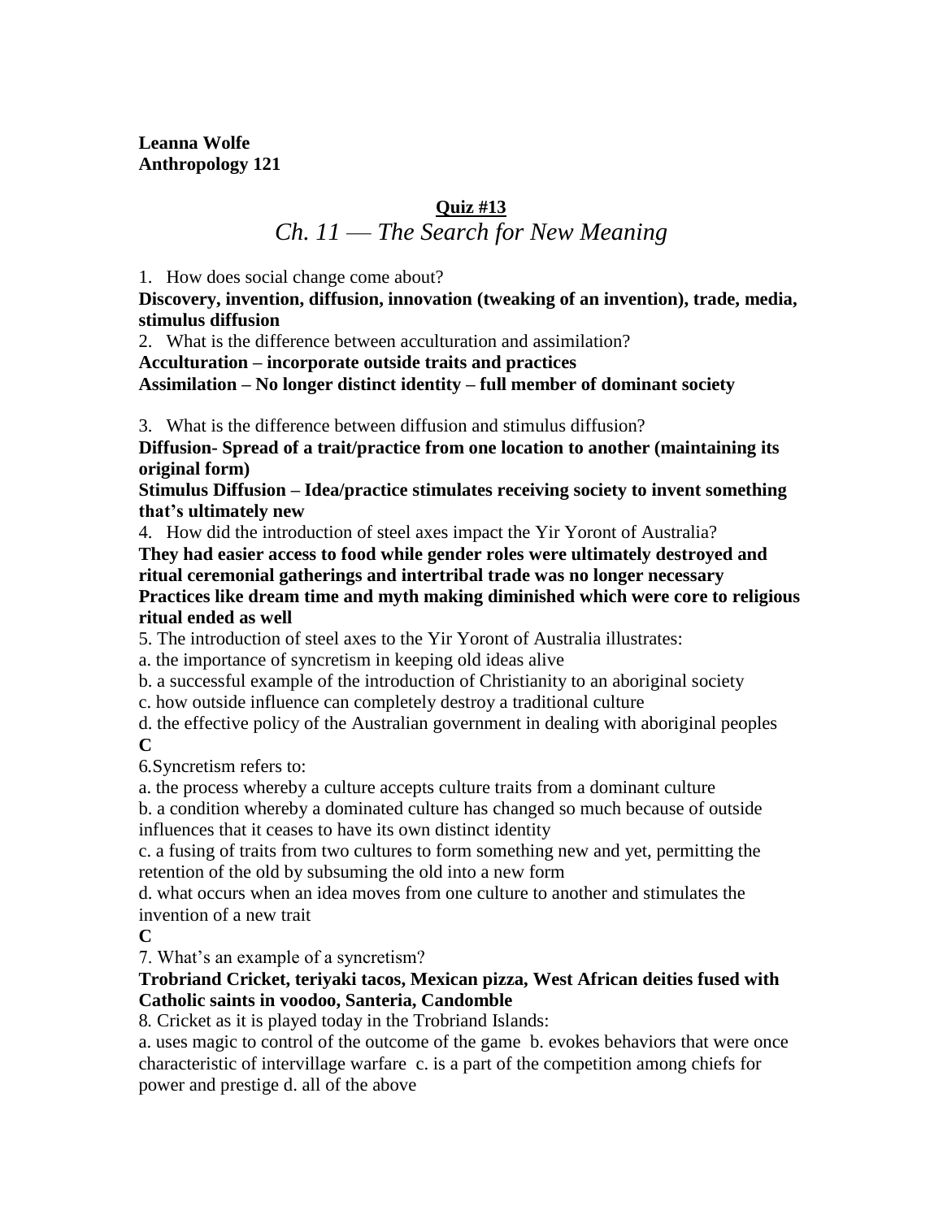**Leanna Wolfe**
**Anthropology 121**

## Quiz #13

*Ch. 11 — The Search for New Meaning*

1. How does social change come about?

**Discovery, invention, diffusion, innovation (tweaking of an invention), trade, media, stimulus diffusion**

2. What is the difference between acculturation and assimilation?

**Acculturation – incorporate outside traits and practices**
**Assimilation – No longer distinct identity – full member of dominant society**

3. What is the difference between diffusion and stimulus diffusion?

**Diffusion- Spread of a trait/practice from one location to another (maintaining its original form)**
**Stimulus Diffusion – Idea/practice stimulates receiving society to invent something that's ultimately new**

4. How did the introduction of steel axes impact the Yir Yoront of Australia?

**They had easier access to food while gender roles were ultimately destroyed and ritual ceremonial gatherings and intertribal trade was no longer necessary Practices like dream time and myth making diminished which were core to religious ritual ended as well**

5. The introduction of steel axes to the Yir Yoront of Australia illustrates:

a. the importance of syncretism in keeping old ideas alive
b. a successful example of the introduction of Christianity to an aboriginal society
c. how outside influence can completely destroy a traditional culture
d. the effective policy of the Australian government in dealing with aboriginal peoples

**C**

6. Syncretism refers to:

a. the process whereby a culture accepts culture traits from a dominant culture
b. a condition whereby a dominated culture has changed so much because of outside influences that it ceases to have its own distinct identity
c. a fusing of traits from two cultures to form something new and yet, permitting the retention of the old by subsuming the old into a new form
d. what occurs when an idea moves from one culture to another and stimulates the invention of a new trait

**C**

7. What's an example of a syncretism?

**Trobriand Cricket, teriyaki tacos, Mexican pizza, West African deities fused with Catholic saints in voodoo, Santeria, Candomble**

8. Cricket as it is played today in the Trobriand Islands:

a. uses magic to control of the outcome of the game b. evokes behaviors that were once characteristic of intervillage warfare c. is a part of the competition among chiefs for power and prestige d. all of the above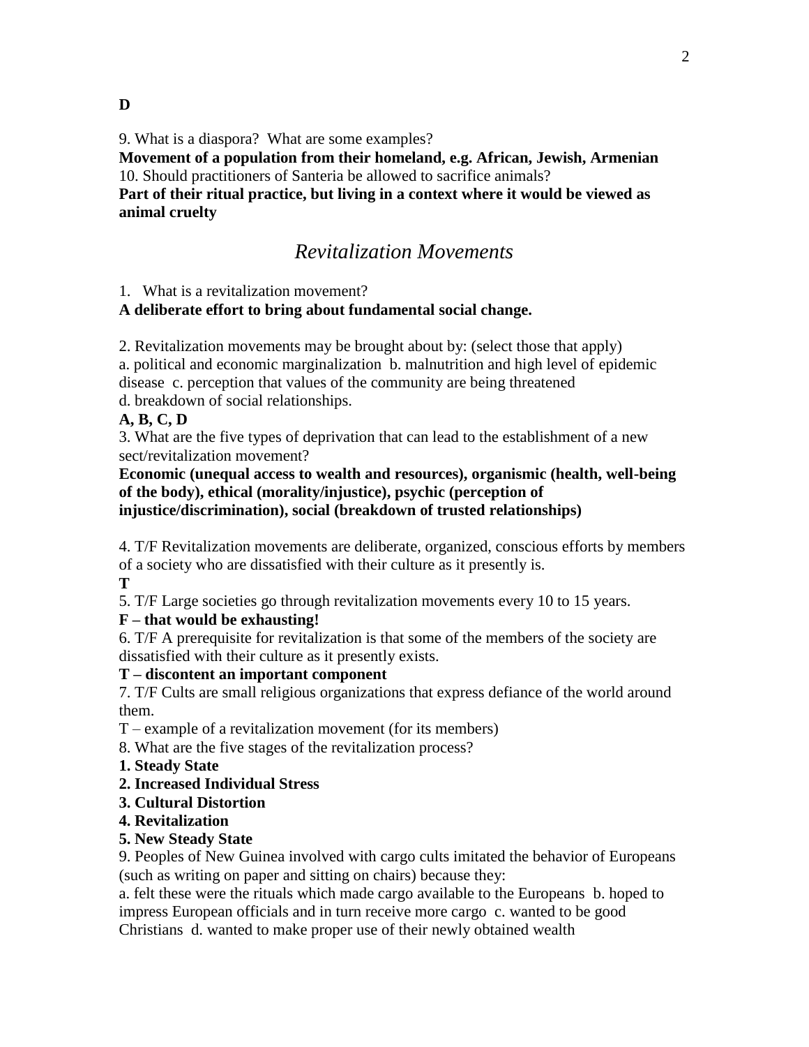**D**

9. What is a diaspora? What are some examples?

**Movement of a population from their homeland, e.g. African, Jewish, Armenian**

10. Should practitioners of Santeria be allowed to sacrifice animals?

**Part of their ritual practice, but living in a context where it would be viewed as animal cruelty**

## *Revitalization Movements*

1. What is a revitalization movement?

**A deliberate effort to bring about fundamental social change.**

2. Revitalization movements may be brought about by: (select those that apply)
a. political and economic marginalization b. malnutrition and high level of epidemic disease c. perception that values of the community are being threatened
d. breakdown of social relationships.

**A, B, C, D**

3. What are the five types of deprivation that can lead to the establishment of a new sect/revitalization movement?

**Economic (unequal access to wealth and resources), organismic (health, well-being of the body), ethical (morality/injustice), psychic (perception of injustice/discrimination), social (breakdown of trusted relationships)**

4. T/F Revitalization movements are deliberate, organized, conscious efforts by members of a society who are dissatisfied with their culture as it presently is.

**T**

5. T/F Large societies go through revitalization movements every 10 to 15 years.

**F – that would be exhausting!**

6. T/F A prerequisite for revitalization is that some of the members of the society are dissatisfied with their culture as it presently exists.

**T – discontent an important component**

7. T/F Cults are small religious organizations that express defiance of the world around them.

T – example of a revitalization movement (for its members)

8. What are the five stages of the revitalization process?

**1. Steady State**
**2. Increased Individual Stress**
**3. Cultural Distortion**
**4. Revitalization**
**5. New Steady State**

9. Peoples of New Guinea involved with cargo cults imitated the behavior of Europeans (such as writing on paper and sitting on chairs) because they:
a. felt these were the rituals which made cargo available to the Europeans b. hoped to impress European officials and in turn receive more cargo c. wanted to be good Christians d. wanted to make proper use of their newly obtained wealth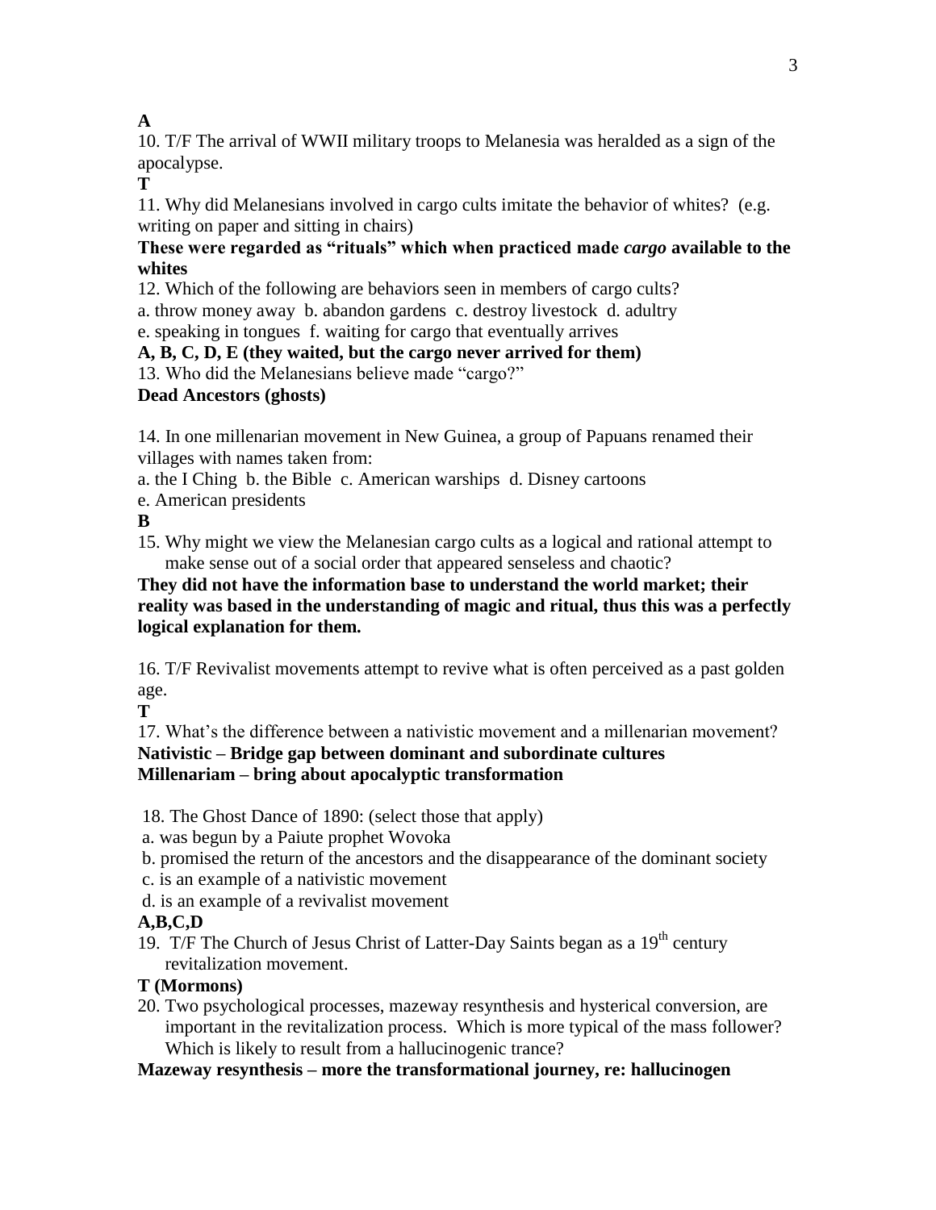**A**

10. T/F The arrival of WWII military troops to Melanesia was heralded as a sign of the apocalypse.

**T**

11. Why did Melanesians involved in cargo cults imitate the behavior of whites? (e.g. writing on paper and sitting in chairs)

**These were regarded as "rituals" which when practiced made *cargo* available to the whites**

12. Which of the following are behaviors seen in members of cargo cults?
a. throw money away b. abandon gardens c. destroy livestock d. adultry
e. speaking in tongues f. waiting for cargo that eventually arrives

**A, B, C, D, E (they waited, but the cargo never arrived for them)**

13. Who did the Melanesians believe made "cargo?"

**Dead Ancestors (ghosts)**

14. In one millenarian movement in New Guinea, a group of Papuans renamed their villages with names taken from:
a. the I Ching b. the Bible c. American warships d. Disney cartoons
e. American presidents

**B**

15. Why might we view the Melanesian cargo cults as a logical and rational attempt to make sense out of a social order that appeared senseless and chaotic?

**They did not have the information base to understand the world market; their reality was based in the understanding of magic and ritual, thus this was a perfectly logical explanation for them.**

16. T/F Revivalist movements attempt to revive what is often perceived as a past golden age.

**T**

17. What's the difference between a nativistic movement and a millenarian movement?

**Nativistic – Bridge gap between dominant and subordinate cultures**
**Millenariam – bring about apocalyptic transformation**

18. The Ghost Dance of 1890: (select those that apply)
a. was begun by a Paiute prophet Wovoka
b. promised the return of the ancestors and the disappearance of the dominant society
c. is an example of a nativistic movement
d. is an example of a revivalist movement

**A,B,C,D**

19. T/F The Church of Jesus Christ of Latter-Day Saints began as a 19th century revitalization movement.

**T (Mormons)**

20. Two psychological processes, mazeway resynthesis and hysterical conversion, are important in the revitalization process. Which is more typical of the mass follower? Which is likely to result from a hallucinogenic trance?

**Mazeway resynthesis – more the transformational journey, re: hallucinogen**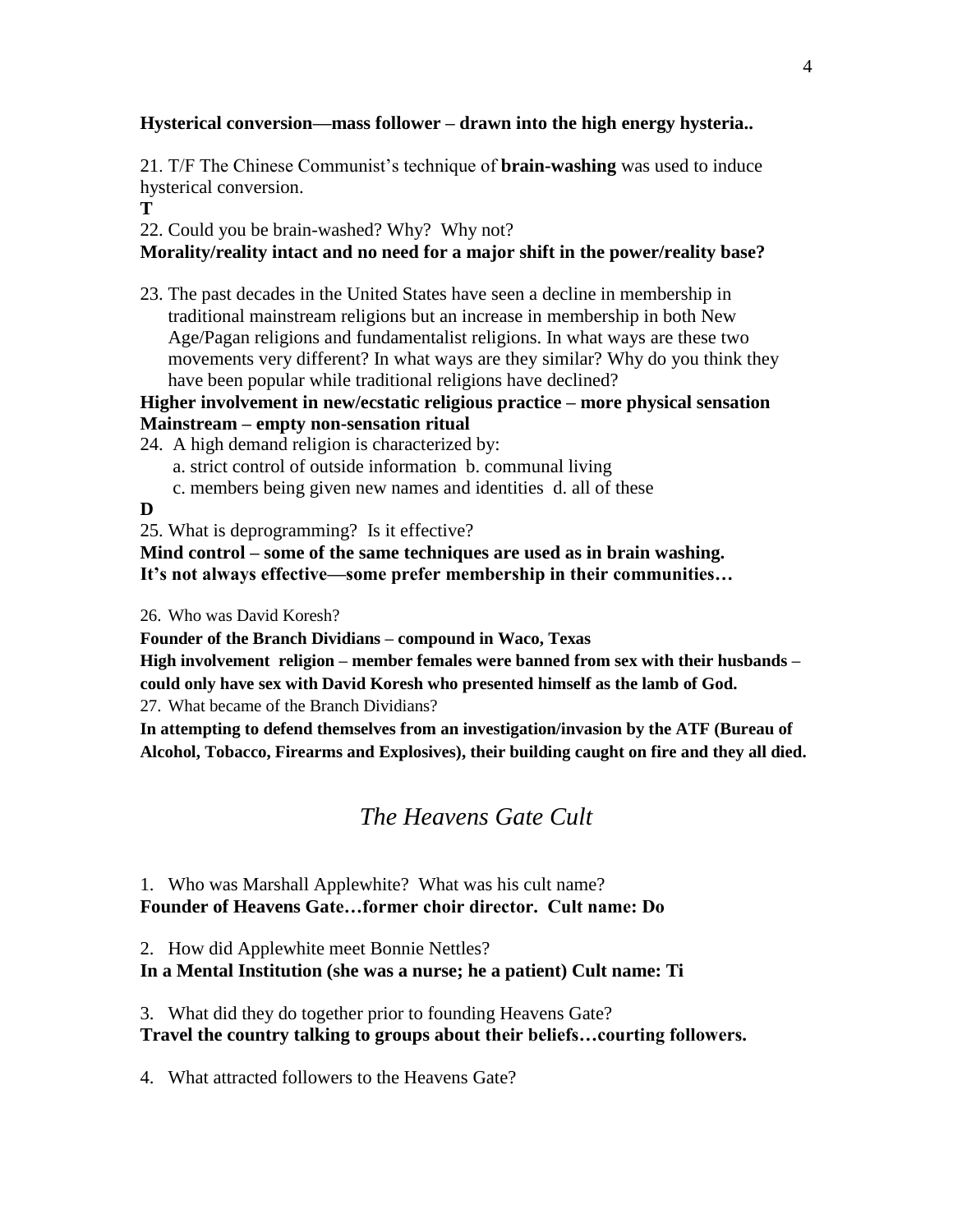**Hysterical conversion—mass follower – drawn into the high energy hysteria..**

21. T/F The Chinese Communist's technique of **brain-washing** was used to induce hysterical conversion.

**T**

22. Could you be brain-washed? Why? Why not?

**Morality/reality intact and no need for a major shift in the power/reality base?**

23. The past decades in the United States have seen a decline in membership in traditional mainstream religions but an increase in membership in both New Age/Pagan religions and fundamentalist religions. In what ways are these two movements very different? In what ways are they similar? Why do you think they have been popular while traditional religions have declined?

**Higher involvement in new/ecstatic religious practice – more physical sensation**
**Mainstream – empty non-sensation ritual**

24. A high demand religion is characterized by:
    a. strict control of outside information b. communal living
    c. members being given new names and identities d. all of these

**D**

25. What is deprogramming? Is it effective?

**Mind control – some of the same techniques are used as in brain washing.**
**It's not always effective—some prefer membership in their communities…**

26. Who was David Koresh?

**Founder of the Branch Dividians – compound in Waco, Texas**
**High involvement religion – member females were banned from sex with their husbands – could only have sex with David Koresh who presented himself as the lamb of God.**

27. What became of the Branch Dividians?

**In attempting to defend themselves from an investigation/invasion by the ATF (Bureau of Alcohol, Tobacco, Firearms and Explosives), their building caught on fire and they all died.**

## *The Heavens Gate Cult*

1. Who was Marshall Applewhite? What was his cult name?

**Founder of Heavens Gate…former choir director. Cult name: Do**

2. How did Applewhite meet Bonnie Nettles?

**In a Mental Institution (she was a nurse; he a patient) Cult name: Ti**

3. What did they do together prior to founding Heavens Gate?

**Travel the country talking to groups about their beliefs…courting followers.**

4. What attracted followers to the Heavens Gate?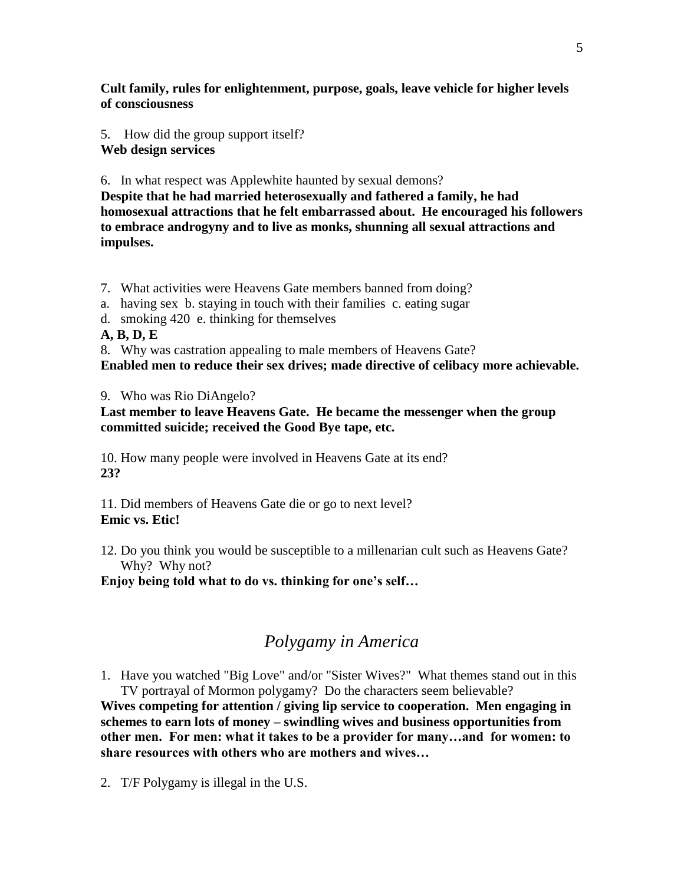**Cult family, rules for enlightenment, purpose, goals, leave vehicle for higher levels of consciousness**

5. How did the group support itself?
**Web design services**

6. In what respect was Applewhite haunted by sexual demons?
**Despite that he had married heterosexually and fathered a family, he had homosexual attractions that he felt embarrassed about. He encouraged his followers to embrace androgyny and to live as monks, shunning all sexual attractions and impulses.**

7. What activities were Heavens Gate members banned from doing?
a. having sex b. staying in touch with their families c. eating sugar
d. smoking 420 e. thinking for themselves
**A, B, D, E**

8. Why was castration appealing to male members of Heavens Gate?
**Enabled men to reduce their sex drives; made directive of celibacy more achievable.**

9. Who was Rio DiAngelo?
**Last member to leave Heavens Gate. He became the messenger when the group committed suicide; received the Good Bye tape, etc.**

10. How many people were involved in Heavens Gate at its end?
**23?**

11. Did members of Heavens Gate die or go to next level?
**Emic vs. Etic!**

12. Do you think you would be susceptible to a millenarian cult such as Heavens Gate? Why? Why not?
**Enjoy being told what to do vs. thinking for one's self…**

## *Polygamy in America*

1. Have you watched "Big Love" and/or "Sister Wives?" What themes stand out in this TV portrayal of Mormon polygamy? Do the characters seem believable?
**Wives competing for attention / giving lip service to cooperation. Men engaging in schemes to earn lots of money – swindling wives and business opportunities from other men. For men: what it takes to be a provider for many…and for women: to share resources with others who are mothers and wives…**

2. T/F Polygamy is illegal in the U.S.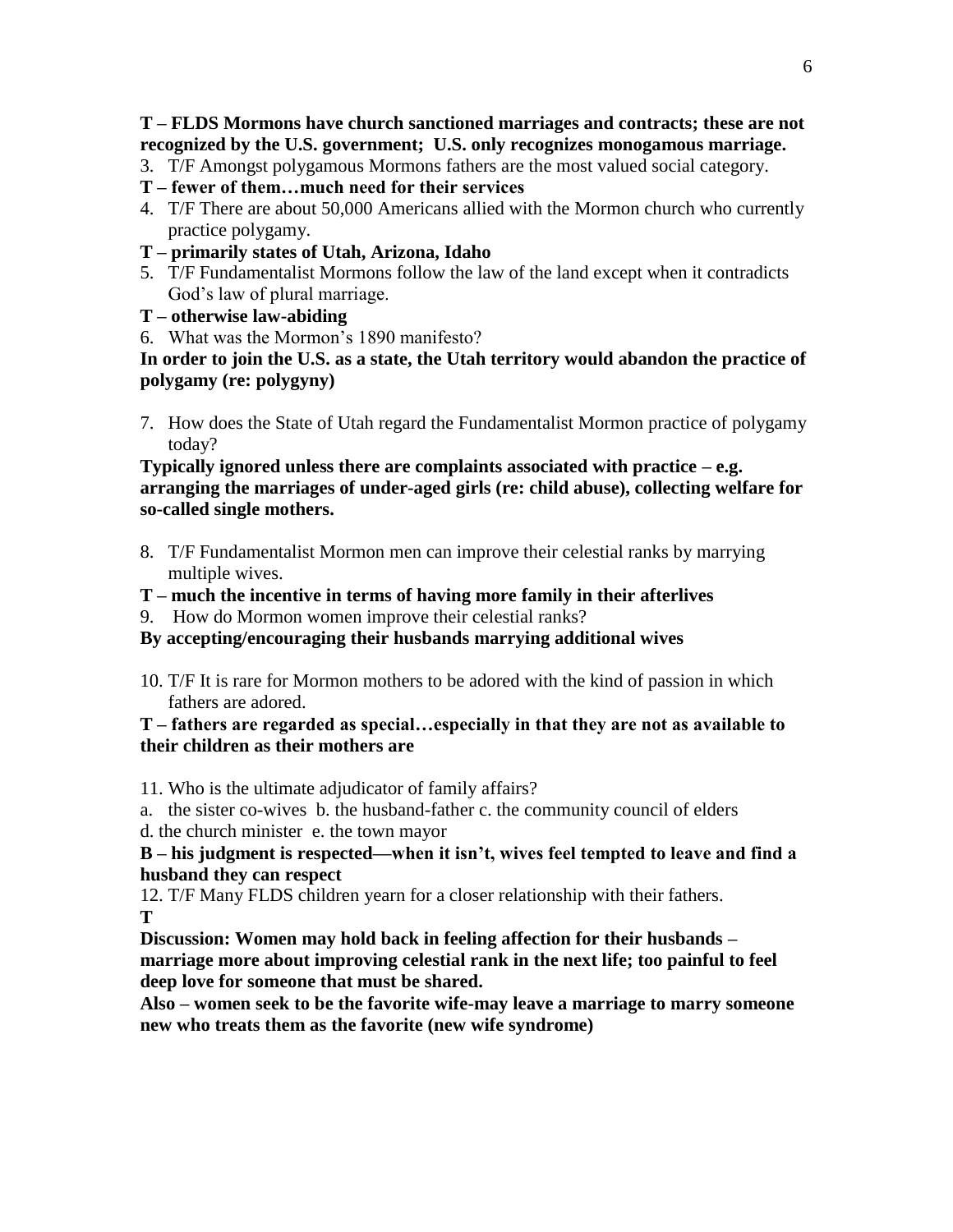**T – FLDS Mormons have church sanctioned marriages and contracts; these are not recognized by the U.S. government;  U.S. only recognizes monogamous marriage.**

3. T/F Amongst polygamous Mormons fathers are the most valued social category.

**T – fewer of them…much need for their services**

4. T/F There are about 50,000 Americans allied with the Mormon church who currently practice polygamy.

**T – primarily states of Utah, Arizona, Idaho**

5. T/F Fundamentalist Mormons follow the law of the land except when it contradicts God's law of plural marriage.

**T – otherwise law-abiding**

6. What was the Mormon's 1890 manifesto?

**In order to join the U.S. as a state, the Utah territory would abandon the practice of polygamy (re: polygyny)**

7. How does the State of Utah regard the Fundamentalist Mormon practice of polygamy today?

**Typically ignored unless there are complaints associated with practice – e.g. arranging the marriages of under-aged girls (re: child abuse), collecting welfare for so-called single mothers.**

8. T/F Fundamentalist Mormon men can improve their celestial ranks by marrying multiple wives.

**T – much the incentive in terms of having more family in their afterlives**

9. How do Mormon women improve their celestial ranks?

**By accepting/encouraging their husbands marrying additional wives**

10. T/F It is rare for Mormon mothers to be adored with the kind of passion in which fathers are adored.

**T – fathers are regarded as special…especially in that they are not as available to their children as their mothers are**

11. Who is the ultimate adjudicator of family affairs?

a. the sister co-wives  b. the husband-father c. the community council of elders
d. the church minister  e. the town mayor

**B – his judgment is respected—when it isn't, wives feel tempted to leave and find a husband they can respect**

12. T/F Many FLDS children yearn for a closer relationship with their fathers.

**T**

**Discussion: Women may hold back in feeling affection for their husbands – marriage more about improving celestial rank in the next life; too painful to feel deep love for someone that must be shared.**

**Also – women seek to be the favorite wife-may leave a marriage to marry someone new who treats them as the favorite (new wife syndrome)**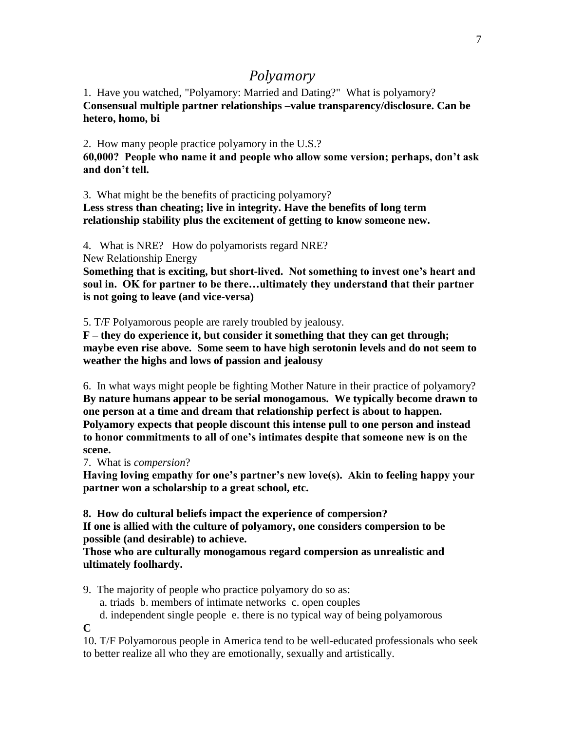# *Polyamory*

1. Have you watched, "Polyamory: Married and Dating?" What is polyamory?
**Consensual multiple partner relationships –value transparency/disclosure. Can be hetero, homo, bi**

2. How many people practice polyamory in the U.S.?
**60,000? People who name it and people who allow some version; perhaps, don't ask and don't tell.**

3. What might be the benefits of practicing polyamory?
**Less stress than cheating; live in integrity. Have the benefits of long term relationship stability plus the excitement of getting to know someone new.**

4. What is NRE? How do polyamorists regard NRE?
New Relationship Energy
**Something that is exciting, but short-lived. Not something to invest one's heart and soul in. OK for partner to be there…ultimately they understand that their partner is not going to leave (and vice-versa)**

5. T/F Polyamorous people are rarely troubled by jealousy.
**F – they do experience it, but consider it something that they can get through; maybe even rise above. Some seem to have high serotonin levels and do not seem to weather the highs and lows of passion and jealousy**

6. In what ways might people be fighting Mother Nature in their practice of polyamory?
**By nature humans appear to be serial monogamous. We typically become drawn to one person at a time and dream that relationship perfect is about to happen. Polyamory expects that people discount this intense pull to one person and instead to honor commitments to all of one's intimates despite that someone new is on the scene.**

7. What is *compersion*?
**Having loving empathy for one's partner's new love(s). Akin to feeling happy your partner won a scholarship to a great school, etc.**

**8. How do cultural beliefs impact the experience of compersion?**
**If one is allied with the culture of polyamory, one considers compersion to be possible (and desirable) to achieve.**
**Those who are culturally monogamous regard compersion as unrealistic and ultimately foolhardy.**

9. The majority of people who practice polyamory do so as:
a. triads b. members of intimate networks c. open couples
d. independent single people e. there is no typical way of being polyamorous

**C**

10. T/F Polyamorous people in America tend to be well-educated professionals who seek to better realize all who they are emotionally, sexually and artistically.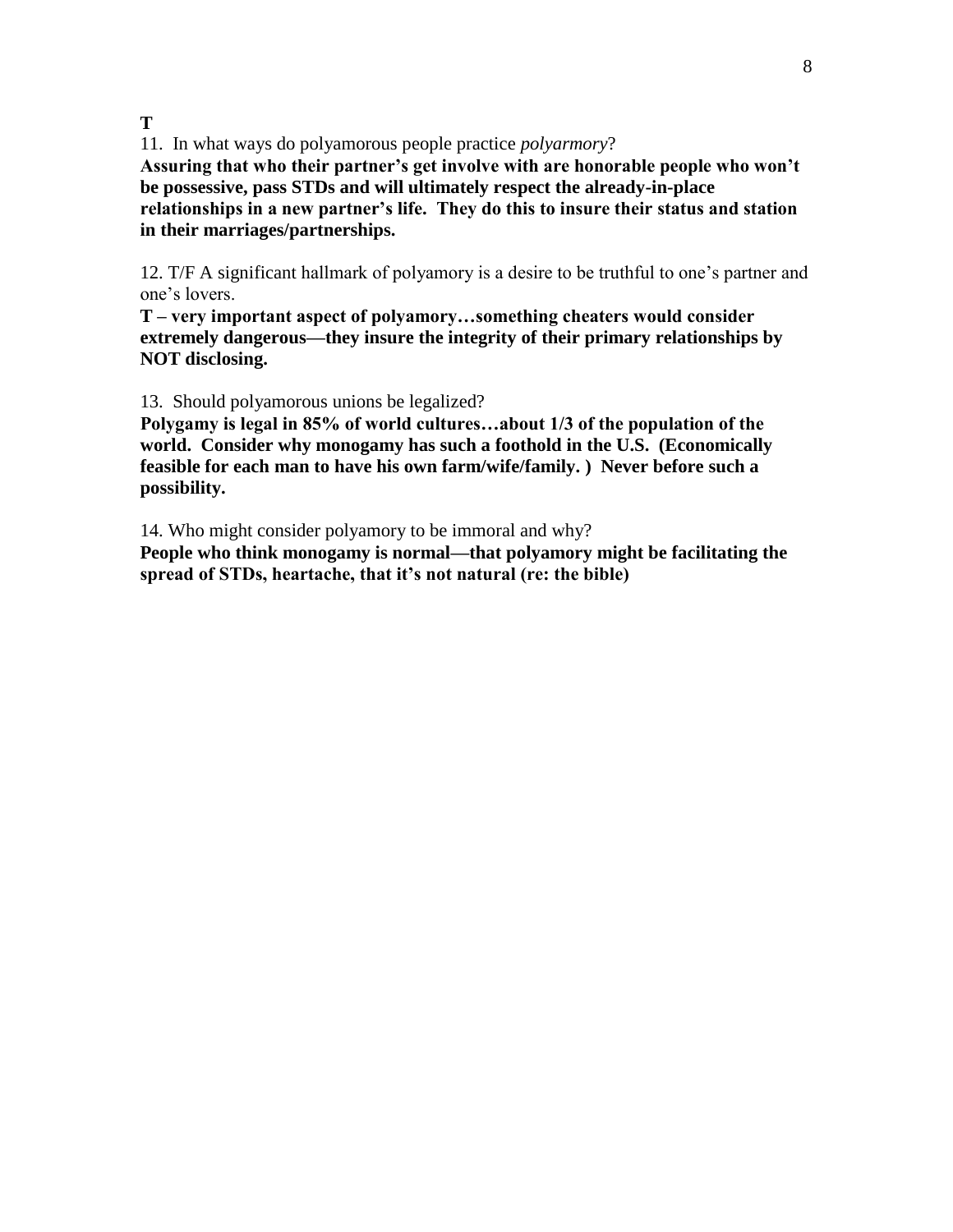**T**

11. In what ways do polyamorous people practice *polyarmory*?

**Assuring that who their partner's get involve with are honorable people who won't be possessive, pass STDs and will ultimately respect the already-in-place relationships in a new partner's life. They do this to insure their status and station in their marriages/partnerships.**

12. T/F A significant hallmark of polyamory is a desire to be truthful to one's partner and one's lovers.

**T – very important aspect of polyamory…something cheaters would consider extremely dangerous—they insure the integrity of their primary relationships by NOT disclosing.**

13. Should polyamorous unions be legalized?

**Polygamy is legal in 85% of world cultures…about 1/3 of the population of the world. Consider why monogamy has such a foothold in the U.S. (Economically feasible for each man to have his own farm/wife/family. ) Never before such a possibility.**

14. Who might consider polyamory to be immoral and why?

**People who think monogamy is normal—that polyamory might be facilitating the spread of STDs, heartache, that it's not natural (re: the bible)**